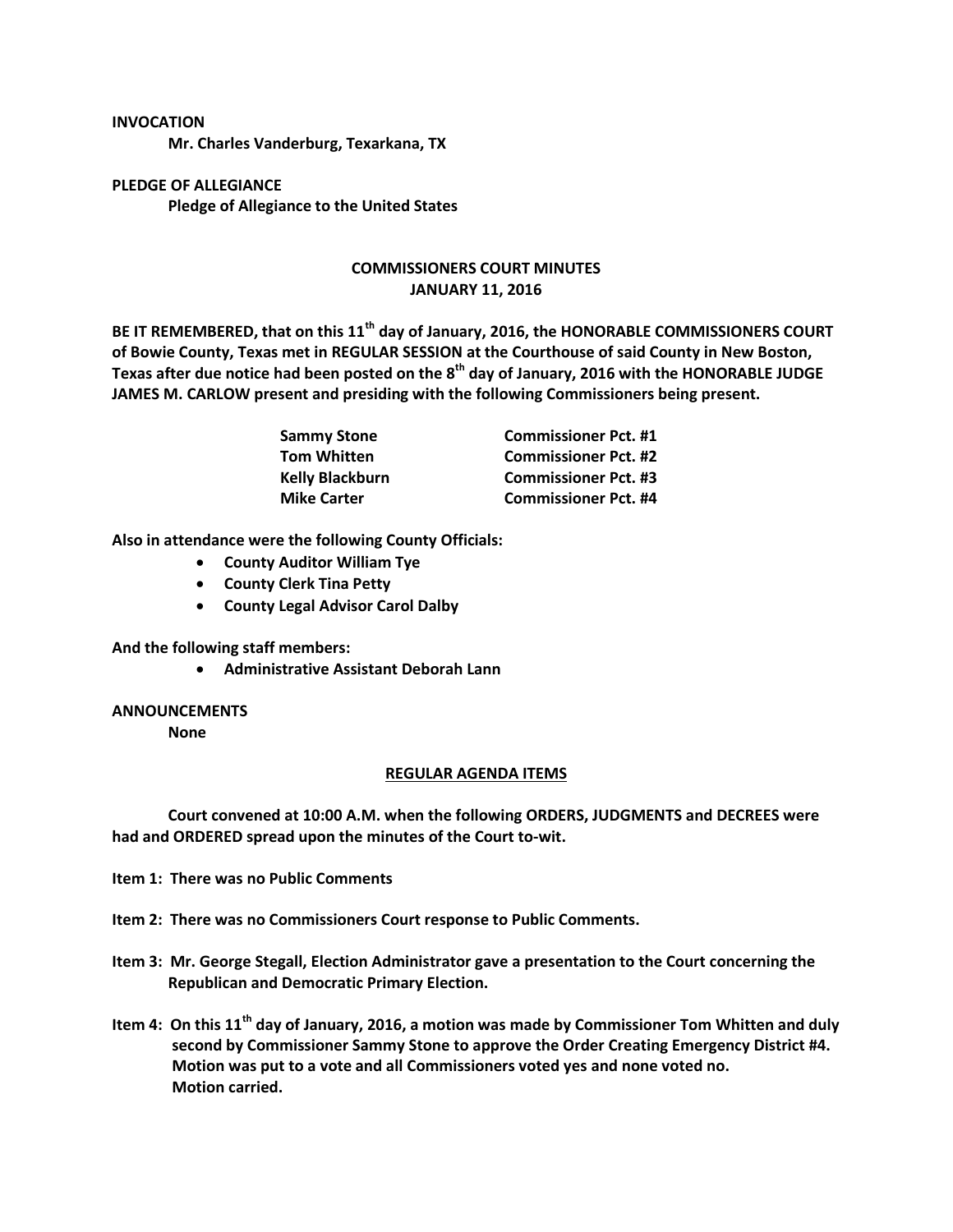**INVOCATION**

**Mr. Charles Vanderburg, Texarkana, TX**

**PLEDGE OF ALLEGIANCE**

**Pledge of Allegiance to the United States**

## COMMISSIONERS COURT MINUTES
## JANUARY 11, 2016

**BE IT REMEMBERED, that on this 11th day of January, 2016, the HONORABLE COMMISSIONERS COURT of Bowie County, Texas met in REGULAR SESSION at the Courthouse of said County in New Boston, Texas after due notice had been posted on the 8th day of January, 2016 with the HONORABLE JUDGE JAMES M. CARLOW present and presiding with the following Commissioners being present.**

| | |
|---|---|
| **Sammy Stone** | **Commissioner Pct. #1** |
| **Tom Whitten** | **Commissioner Pct. #2** |
| **Kelly Blackburn** | **Commissioner Pct. #3** |
| **Mike Carter** | **Commissioner Pct. #4** |

**Also in attendance were the following County Officials:**

- **County Auditor William Tye**
- **County Clerk Tina Petty**
- **County Legal Advisor Carol Dalby**

**And the following staff members:**

- **Administrative Assistant Deborah Lann**

**ANNOUNCEMENTS**

**None**

**REGULAR AGENDA ITEMS**

**Court convened at 10:00 A.M. when the following ORDERS, JUDGMENTS and DECREES were had and ORDERED spread upon the minutes of the Court to-wit.**

**Item 1: There was no Public Comments**

**Item 2: There was no Commissioners Court response to Public Comments.**

**Item 3: Mr. George Stegall, Election Administrator gave a presentation to the Court concerning the Republican and Democratic Primary Election.**

**Item 4: On this 11th day of January, 2016, a motion was made by Commissioner Tom Whitten and duly second by Commissioner Sammy Stone to approve the Order Creating Emergency District #4. Motion was put to a vote and all Commissioners voted yes and none voted no. Motion carried.**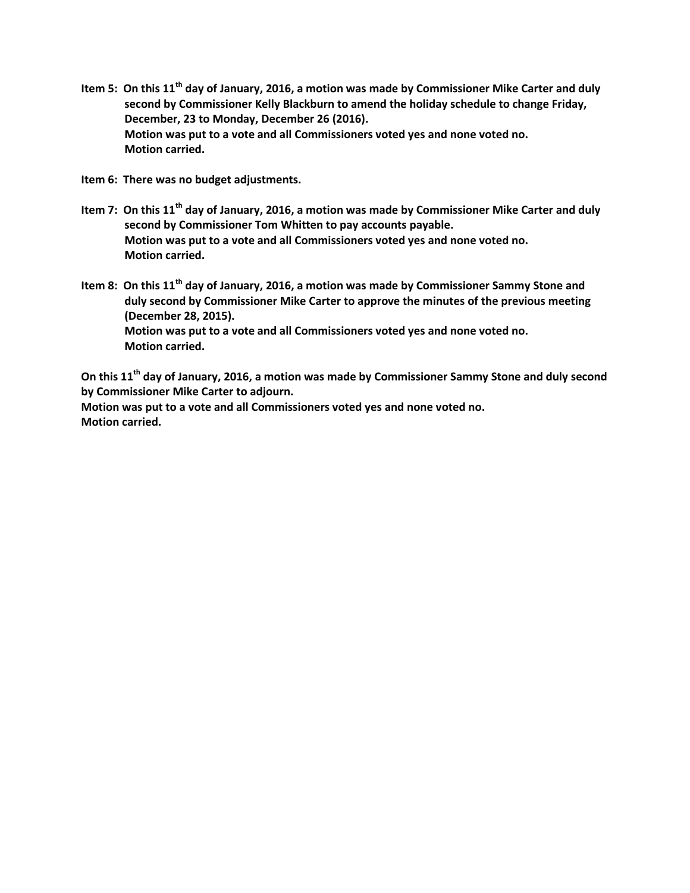**Item 5: On this 11th day of January, 2016, a motion was made by Commissioner Mike Carter and duly second by Commissioner Kelly Blackburn to amend the holiday schedule to change Friday, December, 23 to Monday, December 26 (2016).**
**Motion was put to a vote and all Commissioners voted yes and none voted no.**
**Motion carried.**

**Item 6: There was no budget adjustments.**

**Item 7: On this 11th day of January, 2016, a motion was made by Commissioner Mike Carter and duly second by Commissioner Tom Whitten to pay accounts payable.**
**Motion was put to a vote and all Commissioners voted yes and none voted no.**
**Motion carried.**

**Item 8: On this 11th day of January, 2016, a motion was made by Commissioner Sammy Stone and duly second by Commissioner Mike Carter to approve the minutes of the previous meeting (December 28, 2015).**
**Motion was put to a vote and all Commissioners voted yes and none voted no.**
**Motion carried.**

**On this 11th day of January, 2016, a motion was made by Commissioner Sammy Stone and duly second by Commissioner Mike Carter to adjourn.**
**Motion was put to a vote and all Commissioners voted yes and none voted no.**
**Motion carried.**